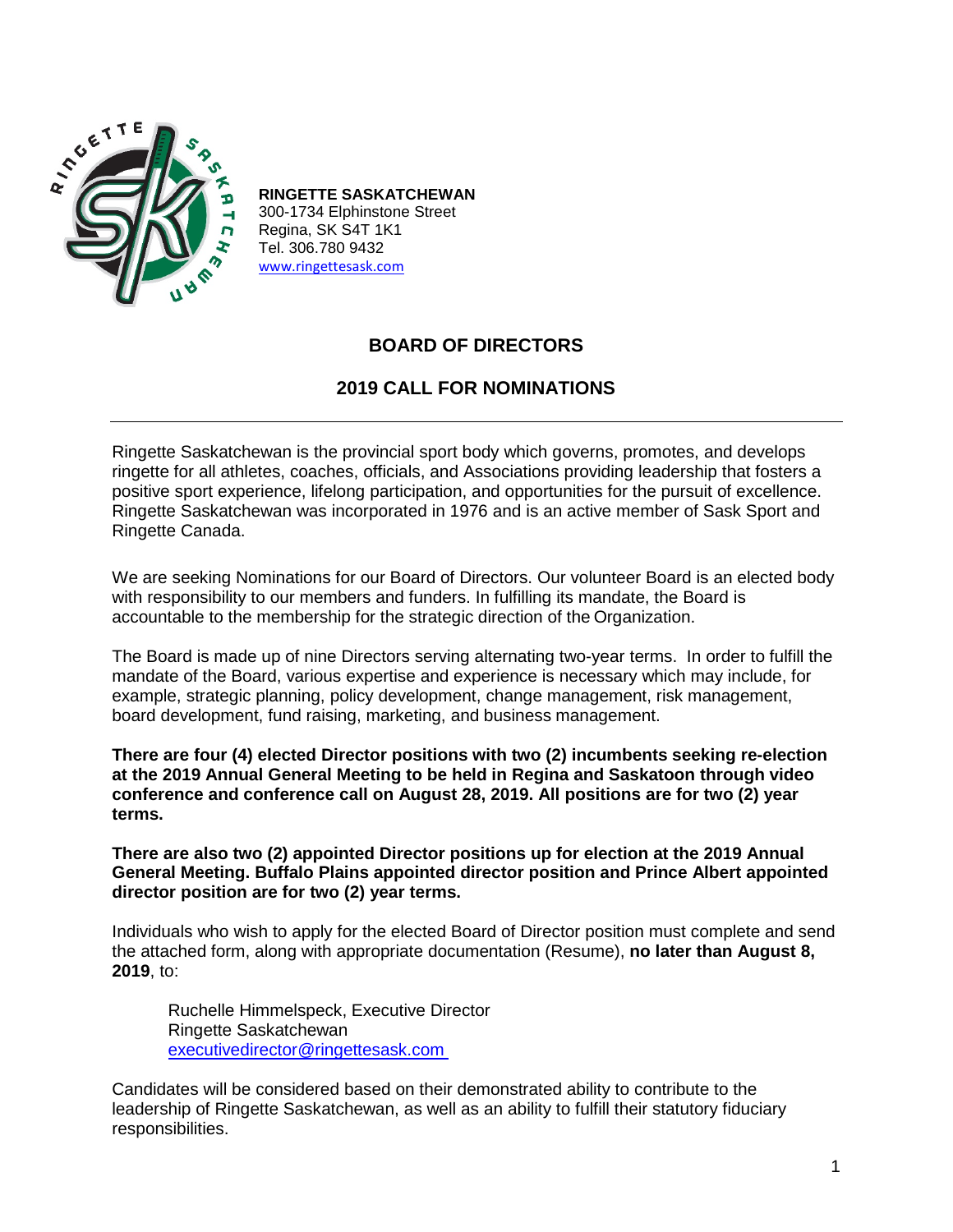**RINGETTE SASKATCHEWAN**
300-1734 Elphinstone Street
Regina, SK S4T 1K1
Tel. 306.780 9432
www.ringettesask.com

## BOARD OF DIRECTORS

## 2019 CALL FOR NOMINATIONS

---

Ringette Saskatchewan is the provincial sport body which governs, promotes, and develops ringette for all athletes, coaches, officials, and Associations providing leadership that fosters a positive sport experience, lifelong participation, and opportunities for the pursuit of excellence. Ringette Saskatchewan was incorporated in 1976 and is an active member of Sask Sport and Ringette Canada.

We are seeking Nominations for our Board of Directors. Our volunteer Board is an elected body with responsibility to our members and funders. In fulfilling its mandate, the Board is accountable to the membership for the strategic direction of the Organization.

The Board is made up of nine Directors serving alternating two-year terms. In order to fulfill the mandate of the Board, various expertise and experience is necessary which may include, for example, strategic planning, policy development, change management, risk management, board development, fund raising, marketing, and business management.

**There are four (4) elected Director positions with two (2) incumbents seeking re-election at the 2019 Annual General Meeting to be held in Regina and Saskatoon through video conference and conference call on August 28, 2019. All positions are for two (2) year terms.**

**There are also two (2) appointed Director positions up for election at the 2019 Annual General Meeting. Buffalo Plains appointed director position and Prince Albert appointed director position are for two (2) year terms.**

Individuals who wish to apply for the elected Board of Director position must complete and send the attached form, along with appropriate documentation (Resume), **no later than August 8, 2019**, to:

> Ruchelle Himmelspeck, Executive Director
> Ringette Saskatchewan
> executivedirector@ringettesask.com

Candidates will be considered based on their demonstrated ability to contribute to the leadership of Ringette Saskatchewan, as well as an ability to fulfill their statutory fiduciary responsibilities.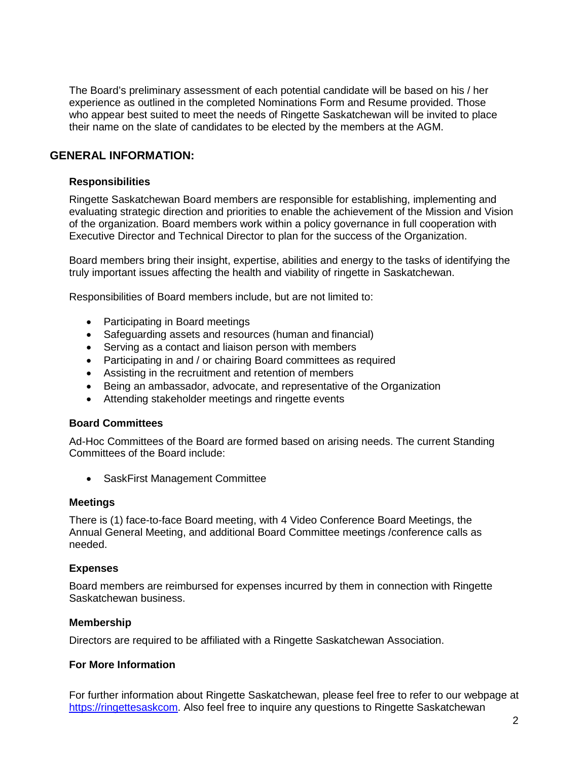The Board's preliminary assessment of each potential candidate will be based on his / her experience as outlined in the completed Nominations Form and Resume provided. Those who appear best suited to meet the needs of Ringette Saskatchewan will be invited to place their name on the slate of candidates to be elected by the members at the AGM.

## GENERAL INFORMATION:

### Responsibilities

Ringette Saskatchewan Board members are responsible for establishing, implementing and evaluating strategic direction and priorities to enable the achievement of the Mission and Vision of the organization. Board members work within a policy governance in full cooperation with Executive Director and Technical Director to plan for the success of the Organization.

Board members bring their insight, expertise, abilities and energy to the tasks of identifying the truly important issues affecting the health and viability of ringette in Saskatchewan.

Responsibilities of Board members include, but are not limited to:

- Participating in Board meetings
- Safeguarding assets and resources (human and financial)
- Serving as a contact and liaison person with members
- Participating in and / or chairing Board committees as required
- Assisting in the recruitment and retention of members
- Being an ambassador, advocate, and representative of the Organization
- Attending stakeholder meetings and ringette events

### Board Committees

Ad-Hoc Committees of the Board are formed based on arising needs. The current Standing Committees of the Board include:

- SaskFirst Management Committee

### Meetings

There is (1) face-to-face Board meeting, with 4 Video Conference Board Meetings, the Annual General Meeting, and additional Board Committee meetings /conference calls as needed.

### Expenses

Board members are reimbursed for expenses incurred by them in connection with Ringette Saskatchewan business.

### Membership

Directors are required to be affiliated with a Ringette Saskatchewan Association.

### For More Information

For further information about Ringette Saskatchewan, please feel free to refer to our webpage at [https://ringettesaskcom](https://ringettesaskcom). Also feel free to inquire any questions to Ringette Saskatchewan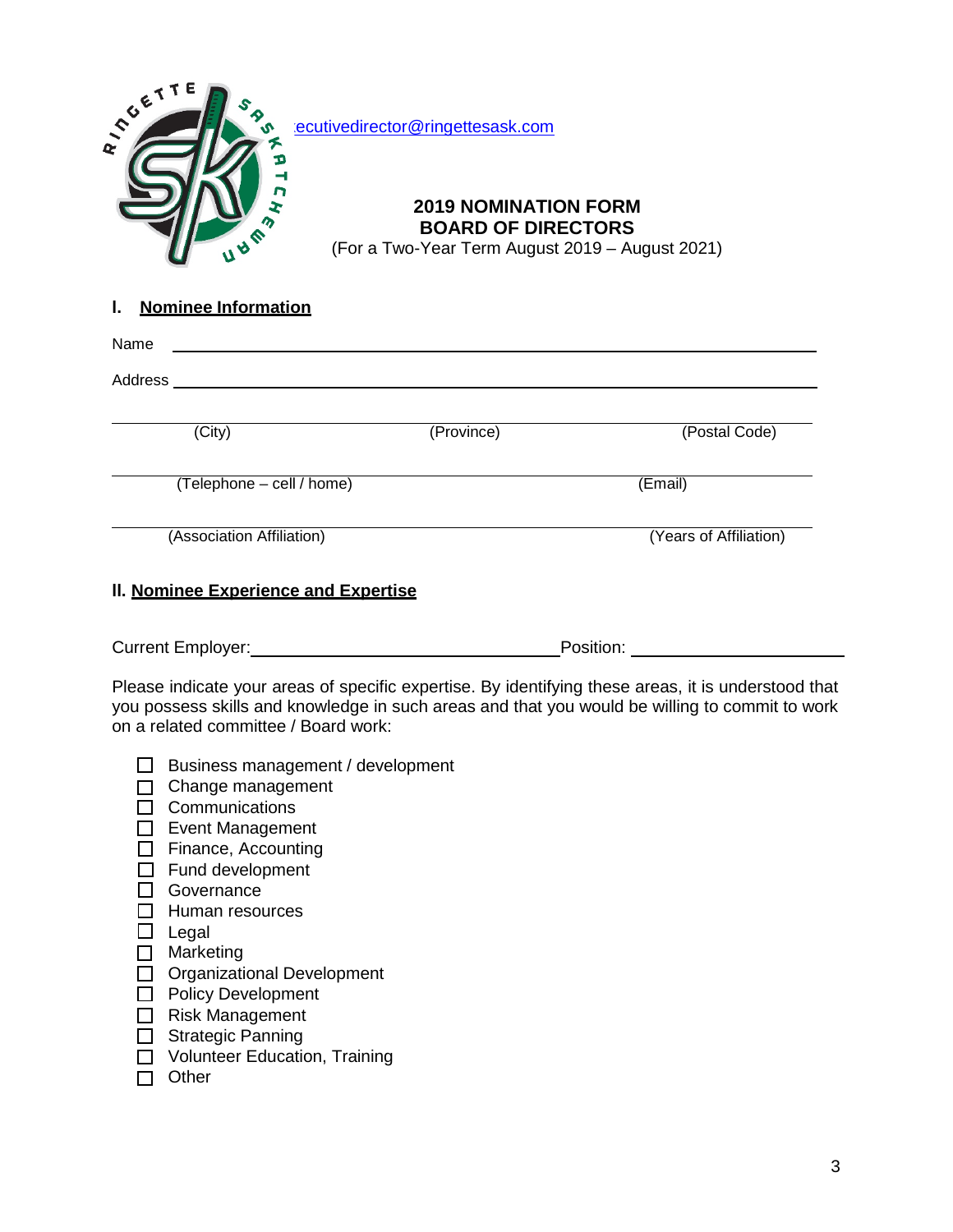ecutivedirector@ringettesask.com

**2019 NOMINATION FORM**
**BOARD OF DIRECTORS**
(For a Two-Year Term August 2019 – August 2021)

## I. Nominee Information

Name ______________________________________________

Address ____________________________________________

______________________________________________
(City) (Province) (Postal Code)

______________________________________________
(Telephone – cell / home) (Email)

______________________________________________
(Association Affiliation) (Years of Affiliation)

## II. Nominee Experience and Expertise

Current Employer: ______________________ Position: ______________________

Please indicate your areas of specific expertise. By identifying these areas, it is understood that you possess skills and knowledge in such areas and that you would be willing to commit to work on a related committee / Board work:

- ☐ Business management / development
- ☐ Change management
- ☐ Communications
- ☐ Event Management
- ☐ Finance, Accounting
- ☐ Fund development
- ☐ Governance
- ☐ Human resources
- ☐ Legal
- ☐ Marketing
- ☐ Organizational Development
- ☐ Policy Development
- ☐ Risk Management
- ☐ Strategic Panning
- ☐ Volunteer Education, Training
- ☐ Other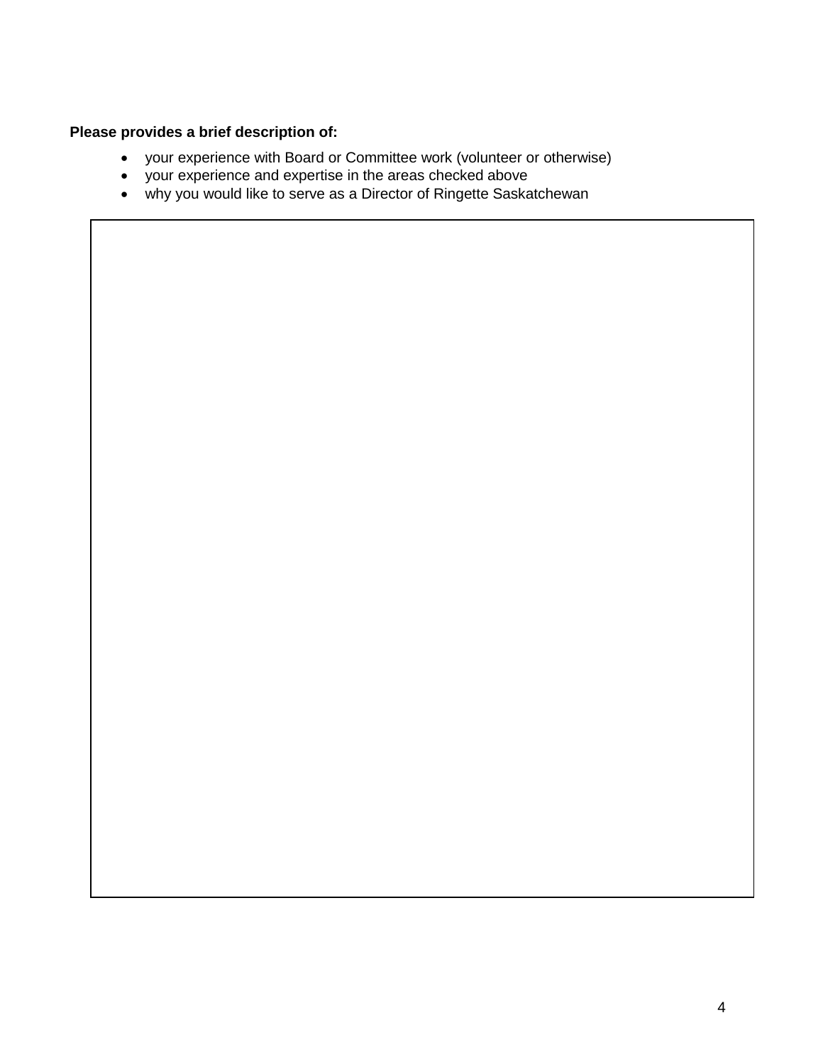**Please provides a brief description of:**

- your experience with Board or Committee work (volunteer or otherwise)
- your experience and expertise in the areas checked above
- why you would like to serve as a Director of Ringette Saskatchewan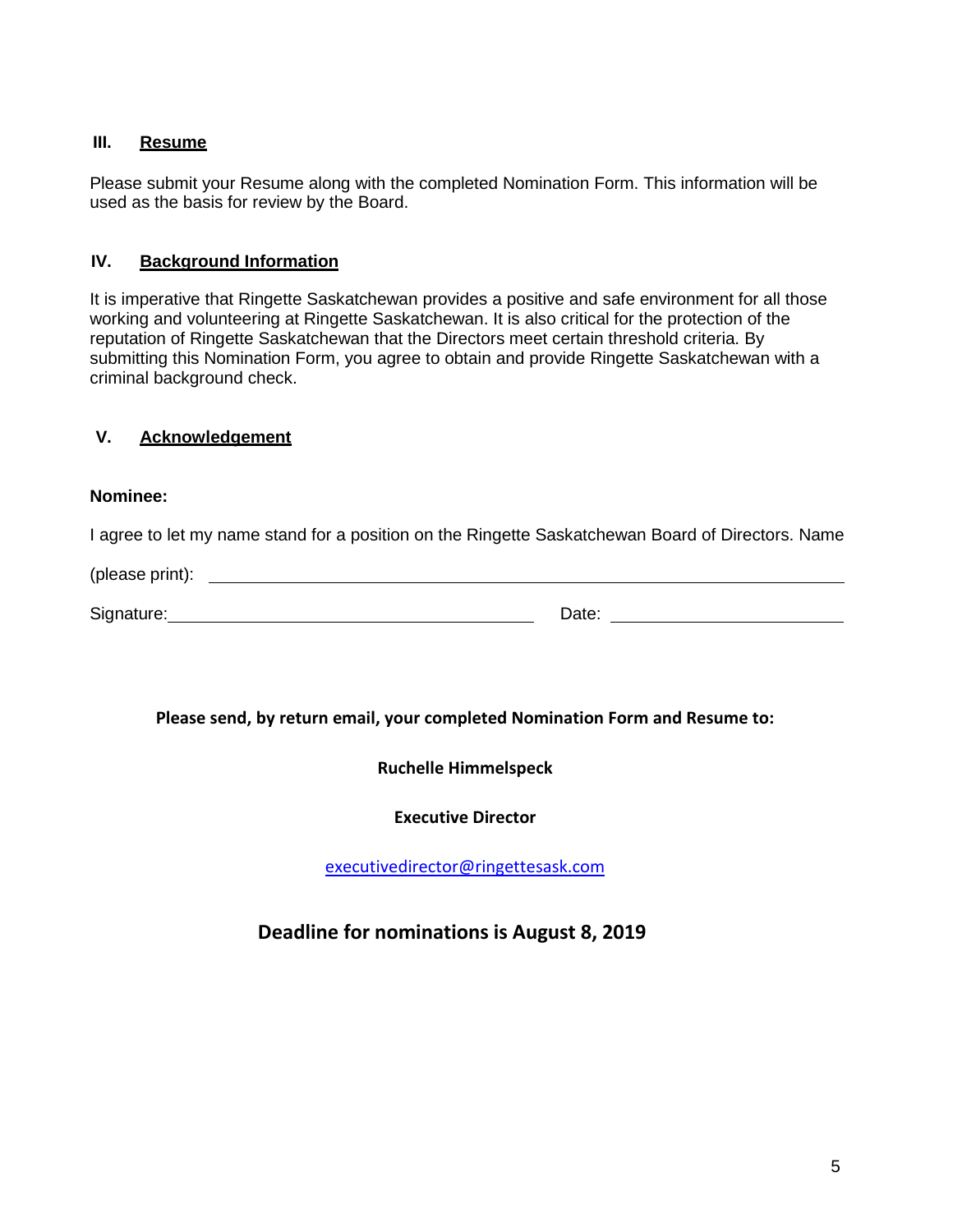### III. Resume

Please submit your Resume along with the completed Nomination Form. This information will be used as the basis for review by the Board.

### IV. Background Information

It is imperative that Ringette Saskatchewan provides a positive and safe environment for all those working and volunteering at Ringette Saskatchewan. It is also critical for the protection of the reputation of Ringette Saskatchewan that the Directors meet certain threshold criteria. By submitting this Nomination Form, you agree to obtain and provide Ringette Saskatchewan with a criminal background check.

### V. Acknowledgement

**Nominee:**

I agree to let my name stand for a position on the Ringette Saskatchewan Board of Directors. Name

(please print): ______________________________________________________________

Signature: ________________________________________ Date: ________________________

**Please send, by return email, your completed Nomination Form and Resume to:**

**Ruchelle Himmelspeck**

**Executive Director**

executivedirector@ringettesask.com

**Deadline for nominations is August 8, 2019**